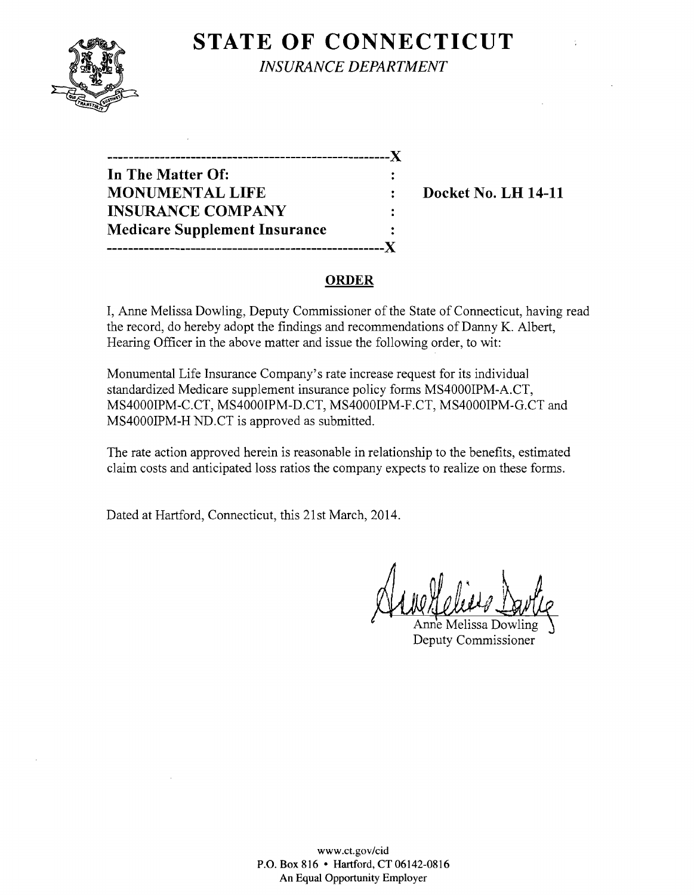# STATE OF CONNECTICUT

*INSURANCE DEPARTMENT*

| | | |
|---|---|---|
| **In The Matter Of:** | : | |
| **MONUMENTAL LIFE** | : | **Docket No. LH 14-11** |
| **INSURANCE COMPANY** | : | |
| **Medicare Supplement Insurance** | : | |

## ORDER

I, Anne Melissa Dowling, Deputy Commissioner of the State of Connecticut, having read the record, do hereby adopt the findings and recommendations of Danny K. Albert, Hearing Officer in the above matter and issue the following order, to wit:

Monumental Life Insurance Company's rate increase request for its individual standardized Medicare supplement insurance policy forms MS4000IPM-A.CT, MS4000IPM-C.CT, MS4000IPM-D.CT, MS4000IPM-F.CT, MS4000IPM-G.CT and MS4000IPM-H ND.CT is approved as submitted.

The rate action approved herein is reasonable in relationship to the benefits, estimated claim costs and anticipated loss ratios the company expects to realize on these forms.

Dated at Hartford, Connecticut, this 21st March, 2014.

Anne Melissa Dowling
Deputy Commissioner

www.ct.gov/cid
P.O. Box 816 • Hartford, CT 06142-0816
An Equal Opportunity Employer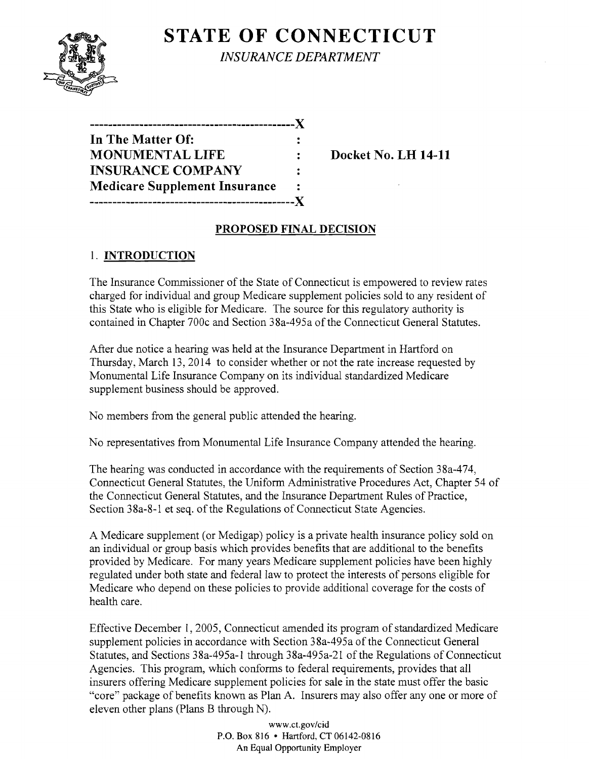# STATE OF CONNECTICUT

*INSURANCE DEPARTMENT*

```
----------------------------------------------X
In The Matter Of:                             :
MONUMENTAL LIFE                               :     Docket No. LH 14-11
INSURANCE COMPANY                             :
Medicare Supplement Insurance                 :
----------------------------------------------X
```

## PROPOSED FINAL DECISION

### 1. INTRODUCTION

The Insurance Commissioner of the State of Connecticut is empowered to review rates charged for individual and group Medicare supplement policies sold to any resident of this State who is eligible for Medicare. The source for this regulatory authority is contained in Chapter 700c and Section 38a-495a of the Connecticut General Statutes.

After due notice a hearing was held at the Insurance Department in Hartford on Thursday, March 13, 2014 to consider whether or not the rate increase requested by Monumental Life Insurance Company on its individual standardized Medicare supplement business should be approved.

No members from the general public attended the hearing.

No representatives from Monumental Life Insurance Company attended the hearing.

The hearing was conducted in accordance with the requirements of Section 38a-474, Connecticut General Statutes, the Uniform Administrative Procedures Act, Chapter 54 of the Connecticut General Statutes, and the Insurance Department Rules of Practice, Section 38a-8-1 et seq. of the Regulations of Connecticut State Agencies.

A Medicare supplement (or Medigap) policy is a private health insurance policy sold on an individual or group basis which provides benefits that are additional to the benefits provided by Medicare. For many years Medicare supplement policies have been highly regulated under both state and federal law to protect the interests of persons eligible for Medicare who depend on these policies to provide additional coverage for the costs of health care.

Effective December 1, 2005, Connecticut amended its program of standardized Medicare supplement policies in accordance with Section 38a-495a of the Connecticut General Statutes, and Sections 38a-495a-1 through 38a-495a-21 of the Regulations of Connecticut Agencies. This program, which conforms to federal requirements, provides that all insurers offering Medicare supplement policies for sale in the state must offer the basic "core" package of benefits known as Plan A. Insurers may also offer any one or more of eleven other plans (Plans B through N).

www.ct.gov/cid
P.O. Box 816 • Hartford, CT 06142-0816
An Equal Opportunity Employer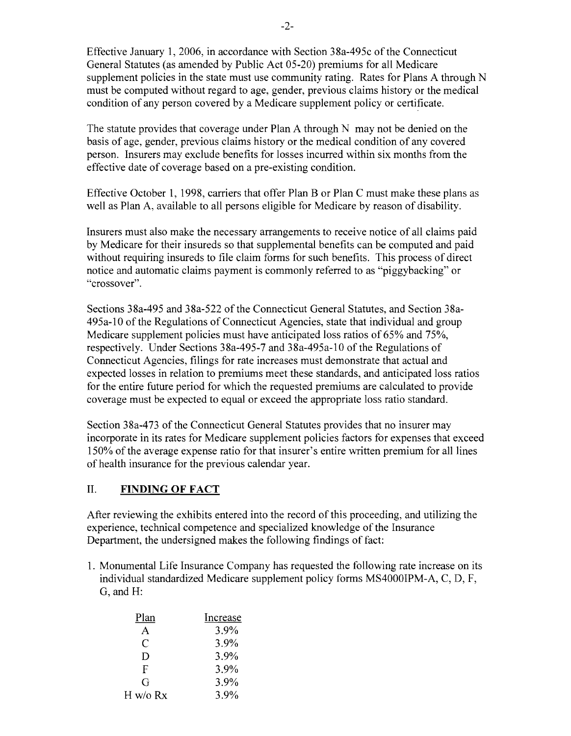Effective January 1, 2006, in accordance with Section 38a-495c of the Connecticut General Statutes (as amended by Public Act 05-20) premiums for all Medicare supplement policies in the state must use community rating. Rates for Plans A through N must be computed without regard to age, gender, previous claims history or the medical condition of any person covered by a Medicare supplement policy or certificate.

The statute provides that coverage under Plan A through N may not be denied on the basis of age, gender, previous claims history or the medical condition of any covered person. Insurers may exclude benefits for losses incurred within six months from the effective date of coverage based on a pre-existing condition.

Effective October 1, 1998, carriers that offer Plan B or Plan C must make these plans as well as Plan A, available to all persons eligible for Medicare by reason of disability.

Insurers must also make the necessary arrangements to receive notice of all claims paid by Medicare for their insureds so that supplemental benefits can be computed and paid without requiring insureds to file claim forms for such benefits. This process of direct notice and automatic claims payment is commonly referred to as "piggybacking" or "crossover".

Sections 38a-495 and 38a-522 of the Connecticut General Statutes, and Section 38a-495a-10 of the Regulations of Connecticut Agencies, state that individual and group Medicare supplement policies must have anticipated loss ratios of 65% and 75%, respectively. Under Sections 38a-495-7 and 38a-495a-10 of the Regulations of Connecticut Agencies, filings for rate increases must demonstrate that actual and expected losses in relation to premiums meet these standards, and anticipated loss ratios for the entire future period for which the requested premiums are calculated to provide coverage must be expected to equal or exceed the appropriate loss ratio standard.

Section 38a-473 of the Connecticut General Statutes provides that no insurer may incorporate in its rates for Medicare supplement policies factors for expenses that exceed 150% of the average expense ratio for that insurer's entire written premium for all lines of health insurance for the previous calendar year.

## II. FINDING OF FACT

After reviewing the exhibits entered into the record of this proceeding, and utilizing the experience, technical competence and specialized knowledge of the Insurance Department, the undersigned makes the following findings of fact:

1. Monumental Life Insurance Company has requested the following rate increase on its individual standardized Medicare supplement policy forms MS4000IPM-A, C, D, F, G, and H:

| Plan | Increase |
|---|---|
| A | 3.9% |
| C | 3.9% |
| D | 3.9% |
| F | 3.9% |
| G | 3.9% |
| H w/o Rx | 3.9% |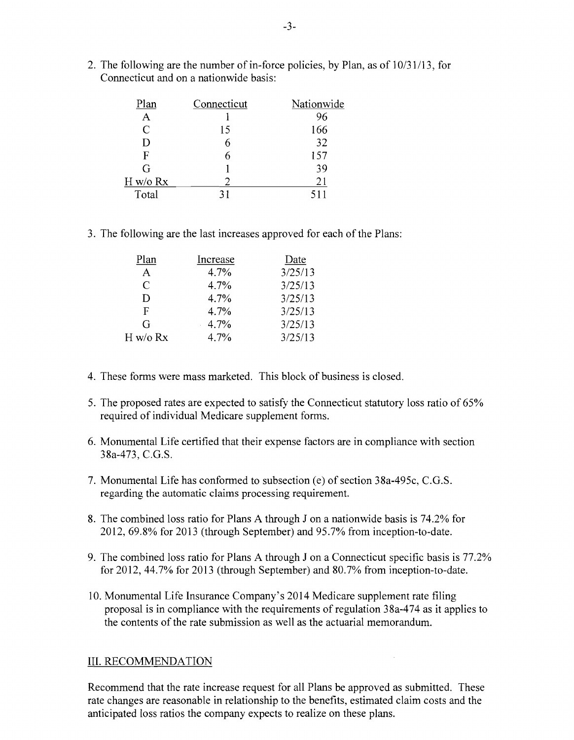2. The following are the number of in-force policies, by Plan, as of 10/31/13, for Connecticut and on a nationwide basis:

| Plan | Connecticut | Nationwide |
|---|---|---|
| A | 1 | 96 |
| C | 15 | 166 |
| D | 6 | 32 |
| F | 6 | 157 |
| G | 1 | 39 |
| H w/o Rx | 2 | 21 |
| Total | 31 | 511 |

3. The following are the last increases approved for each of the Plans:

| Plan | Increase | Date |
|---|---|---|
| A | 4.7% | 3/25/13 |
| C | 4.7% | 3/25/13 |
| D | 4.7% | 3/25/13 |
| F | 4.7% | 3/25/13 |
| G | 4.7% | 3/25/13 |
| H w/o Rx | 4.7% | 3/25/13 |

4. These forms were mass marketed. This block of business is closed.

5. The proposed rates are expected to satisfy the Connecticut statutory loss ratio of 65% required of individual Medicare supplement forms.

6. Monumental Life certified that their expense factors are in compliance with section 38a-473, C.G.S.

7. Monumental Life has conformed to subsection (e) of section 38a-495c, C.G.S. regarding the automatic claims processing requirement.

8. The combined loss ratio for Plans A through J on a nationwide basis is 74.2% for 2012, 69.8% for 2013 (through September) and 95.7% from inception-to-date.

9. The combined loss ratio for Plans A through J on a Connecticut specific basis is 77.2% for 2012, 44.7% for 2013 (through September) and 80.7% from inception-to-date.

10. Monumental Life Insurance Company's 2014 Medicare supplement rate filing proposal is in compliance with the requirements of regulation 38a-474 as it applies to the contents of the rate submission as well as the actuarial memorandum.

## III. RECOMMENDATION

Recommend that the rate increase request for all Plans be approved as submitted. These rate changes are reasonable in relationship to the benefits, estimated claim costs and the anticipated loss ratios the company expects to realize on these plans.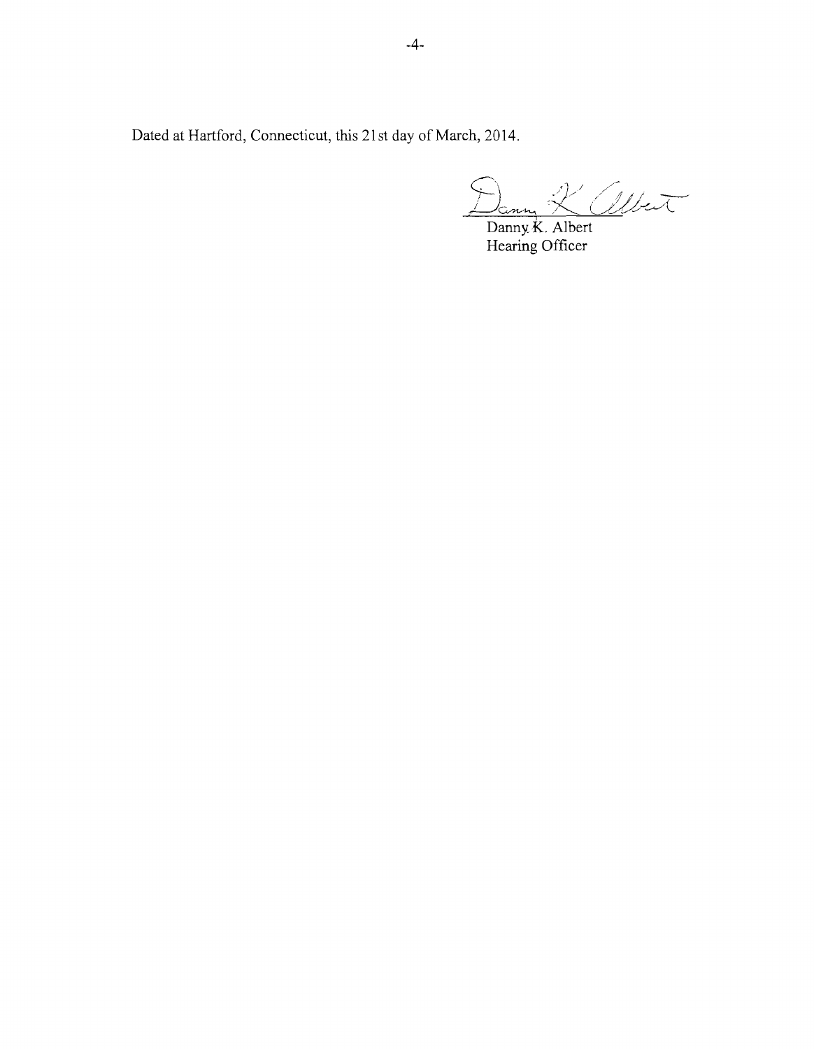Dated at Hartford, Connecticut, this 21st day of March, 2014.

Danny K. Albert
Hearing Officer